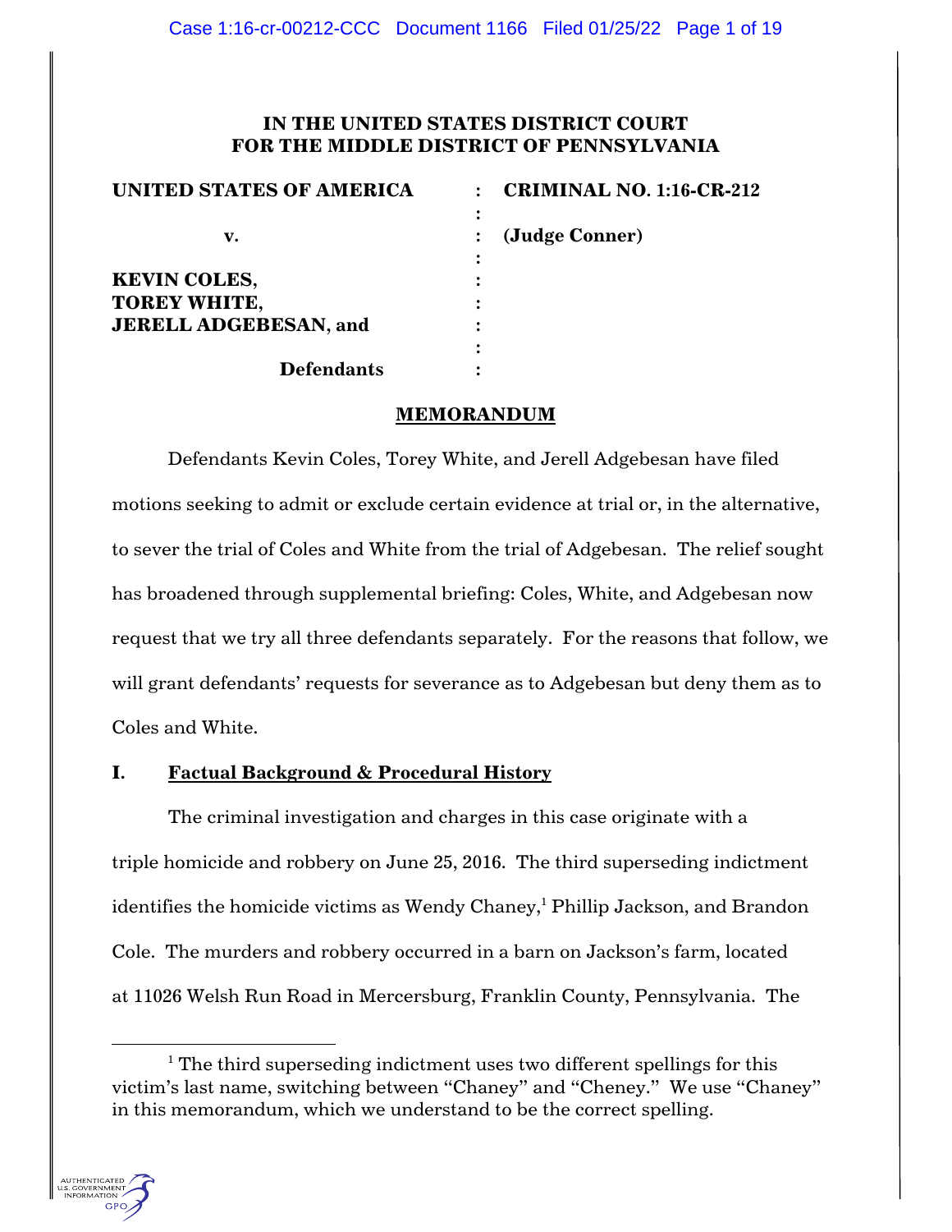**IN THE UNITED STATES DISTRICT COURT FOR THE MIDDLE DISTRICT OF PENNSYLVANIA**

| | | |
|---|---|---|
| **UNITED STATES OF AMERICA** | : | **CRIMINAL NO. 1:16-CR-212** |
| | : | |
| **v.** | : | **(Judge Conner)** |
| | : | |
| **KEVIN COLES,** | : | |
| **TOREY WHITE,** | : | |
| **JERELL ADGEBESAN, and** | : | |
| | : | |
| **Defendants** | : | |

## MEMORANDUM

Defendants Kevin Coles, Torey White, and Jerell Adgebesan have filed motions seeking to admit or exclude certain evidence at trial or, in the alternative, to sever the trial of Coles and White from the trial of Adgebesan. The relief sought has broadened through supplemental briefing: Coles, White, and Adgebesan now request that we try all three defendants separately. For the reasons that follow, we will grant defendants' requests for severance as to Adgebesan but deny them as to Coles and White.

## I. Factual Background & Procedural History

The criminal investigation and charges in this case originate with a triple homicide and robbery on June 25, 2016. The third superseding indictment identifies the homicide victims as Wendy Chaney,[1] Phillip Jackson, and Brandon Cole. The murders and robbery occurred in a barn on Jackson's farm, located at 11026 Welsh Run Road in Mercersburg, Franklin County, Pennsylvania. The

[1] The third superseding indictment uses two different spellings for this victim's last name, switching between "Chaney" and "Cheney." We use "Chaney" in this memorandum, which we understand to be the correct spelling.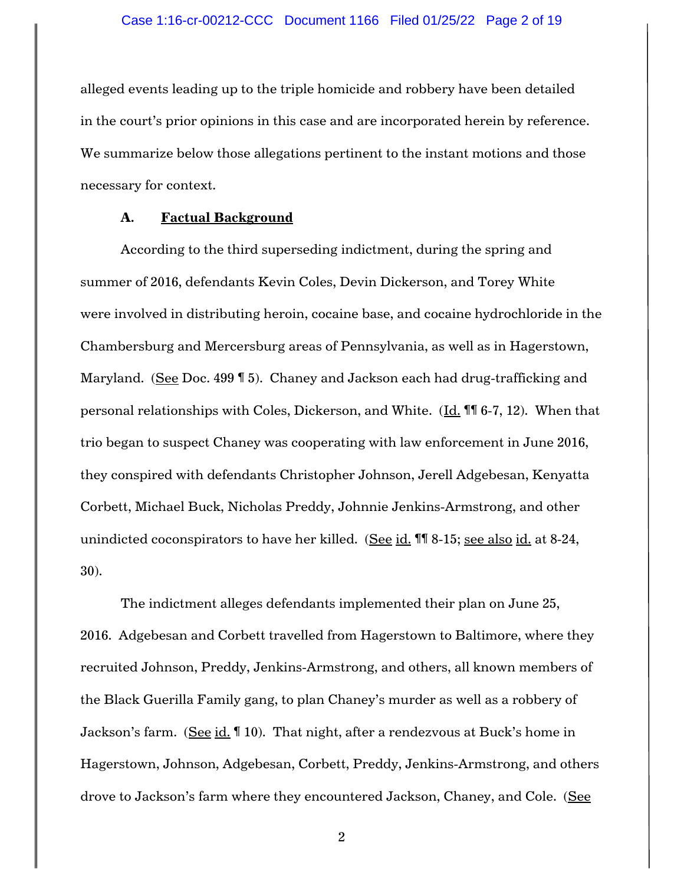alleged events leading up to the triple homicide and robbery have been detailed in the court's prior opinions in this case and are incorporated herein by reference. We summarize below those allegations pertinent to the instant motions and those necessary for context.

### A. **Factual Background**

According to the third superseding indictment, during the spring and summer of 2016, defendants Kevin Coles, Devin Dickerson, and Torey White were involved in distributing heroin, cocaine base, and cocaine hydrochloride in the Chambersburg and Mercersburg areas of Pennsylvania, as well as in Hagerstown, Maryland. (See Doc. 499 ¶ 5). Chaney and Jackson each had drug-trafficking and personal relationships with Coles, Dickerson, and White. (Id. ¶¶ 6-7, 12). When that trio began to suspect Chaney was cooperating with law enforcement in June 2016, they conspired with defendants Christopher Johnson, Jerell Adgebesan, Kenyatta Corbett, Michael Buck, Nicholas Preddy, Johnnie Jenkins-Armstrong, and other unindicted coconspirators to have her killed. (See id. ¶¶ 8-15; see also id. at 8-24, 30).

The indictment alleges defendants implemented their plan on June 25, 2016. Adgebesan and Corbett travelled from Hagerstown to Baltimore, where they recruited Johnson, Preddy, Jenkins-Armstrong, and others, all known members of the Black Guerilla Family gang, to plan Chaney's murder as well as a robbery of Jackson's farm. (See id. ¶ 10). That night, after a rendezvous at Buck's home in Hagerstown, Johnson, Adgebesan, Corbett, Preddy, Jenkins-Armstrong, and others drove to Jackson's farm where they encountered Jackson, Chaney, and Cole. (See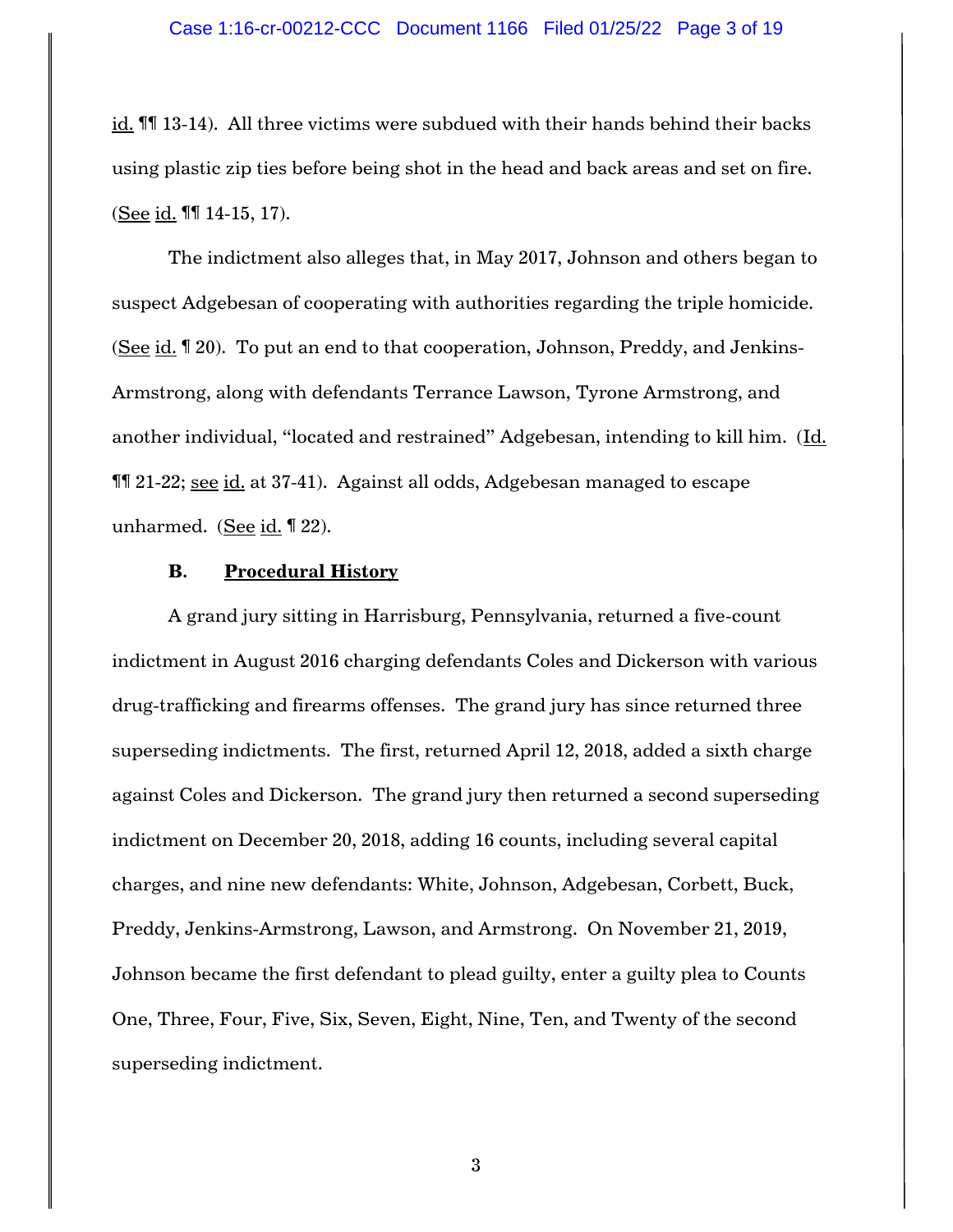id. ¶¶ 13-14). All three victims were subdued with their hands behind their backs using plastic zip ties before being shot in the head and back areas and set on fire. (See id. ¶¶ 14-15, 17).

The indictment also alleges that, in May 2017, Johnson and others began to suspect Adgebesan of cooperating with authorities regarding the triple homicide. (See id. ¶ 20). To put an end to that cooperation, Johnson, Preddy, and Jenkins-Armstrong, along with defendants Terrance Lawson, Tyrone Armstrong, and another individual, "located and restrained" Adgebesan, intending to kill him. (Id. ¶¶ 21-22; see id. at 37-41). Against all odds, Adgebesan managed to escape unharmed. (See id. ¶ 22).

### B. **Procedural History**

A grand jury sitting in Harrisburg, Pennsylvania, returned a five-count indictment in August 2016 charging defendants Coles and Dickerson with various drug-trafficking and firearms offenses. The grand jury has since returned three superseding indictments. The first, returned April 12, 2018, added a sixth charge against Coles and Dickerson. The grand jury then returned a second superseding indictment on December 20, 2018, adding 16 counts, including several capital charges, and nine new defendants: White, Johnson, Adgebesan, Corbett, Buck, Preddy, Jenkins-Armstrong, Lawson, and Armstrong. On November 21, 2019, Johnson became the first defendant to plead guilty, enter a guilty plea to Counts One, Three, Four, Five, Six, Seven, Eight, Nine, Ten, and Twenty of the second superseding indictment.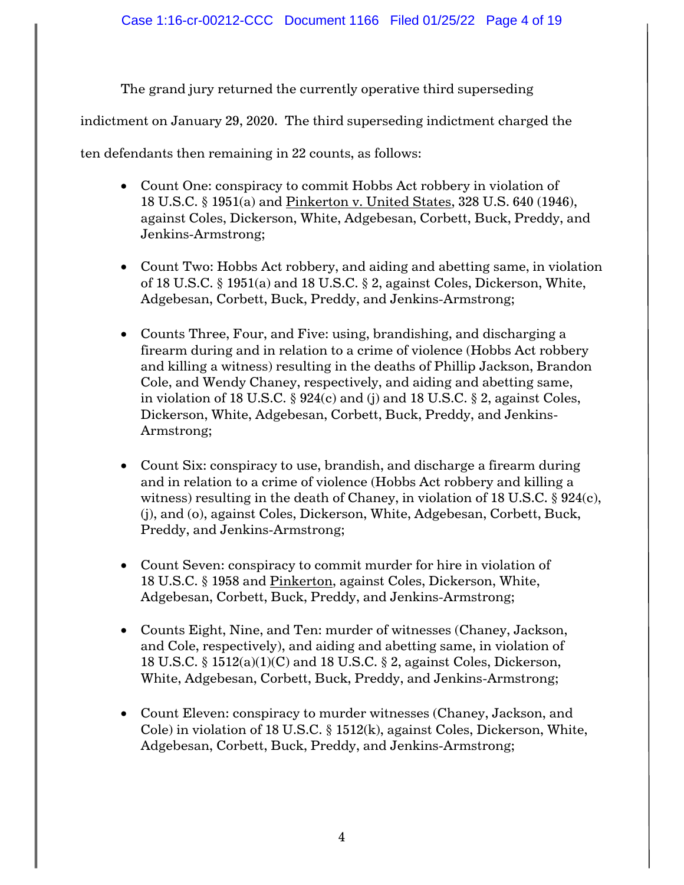The grand jury returned the currently operative third superseding indictment on January 29, 2020. The third superseding indictment charged the ten defendants then remaining in 22 counts, as follows:

- Count One: conspiracy to commit Hobbs Act robbery in violation of 18 U.S.C. § 1951(a) and Pinkerton v. United States, 328 U.S. 640 (1946), against Coles, Dickerson, White, Adgebesan, Corbett, Buck, Preddy, and Jenkins-Armstrong;

- Count Two: Hobbs Act robbery, and aiding and abetting same, in violation of 18 U.S.C. § 1951(a) and 18 U.S.C. § 2, against Coles, Dickerson, White, Adgebesan, Corbett, Buck, Preddy, and Jenkins-Armstrong;

- Counts Three, Four, and Five: using, brandishing, and discharging a firearm during and in relation to a crime of violence (Hobbs Act robbery and killing a witness) resulting in the deaths of Phillip Jackson, Brandon Cole, and Wendy Chaney, respectively, and aiding and abetting same, in violation of 18 U.S.C. § 924(c) and (j) and 18 U.S.C. § 2, against Coles, Dickerson, White, Adgebesan, Corbett, Buck, Preddy, and Jenkins-Armstrong;

- Count Six: conspiracy to use, brandish, and discharge a firearm during and in relation to a crime of violence (Hobbs Act robbery and killing a witness) resulting in the death of Chaney, in violation of 18 U.S.C. § 924(c), (j), and (o), against Coles, Dickerson, White, Adgebesan, Corbett, Buck, Preddy, and Jenkins-Armstrong;

- Count Seven: conspiracy to commit murder for hire in violation of 18 U.S.C. § 1958 and Pinkerton, against Coles, Dickerson, White, Adgebesan, Corbett, Buck, Preddy, and Jenkins-Armstrong;

- Counts Eight, Nine, and Ten: murder of witnesses (Chaney, Jackson, and Cole, respectively), and aiding and abetting same, in violation of 18 U.S.C. § 1512(a)(1)(C) and 18 U.S.C. § 2, against Coles, Dickerson, White, Adgebesan, Corbett, Buck, Preddy, and Jenkins-Armstrong;

- Count Eleven: conspiracy to murder witnesses (Chaney, Jackson, and Cole) in violation of 18 U.S.C. § 1512(k), against Coles, Dickerson, White, Adgebesan, Corbett, Buck, Preddy, and Jenkins-Armstrong;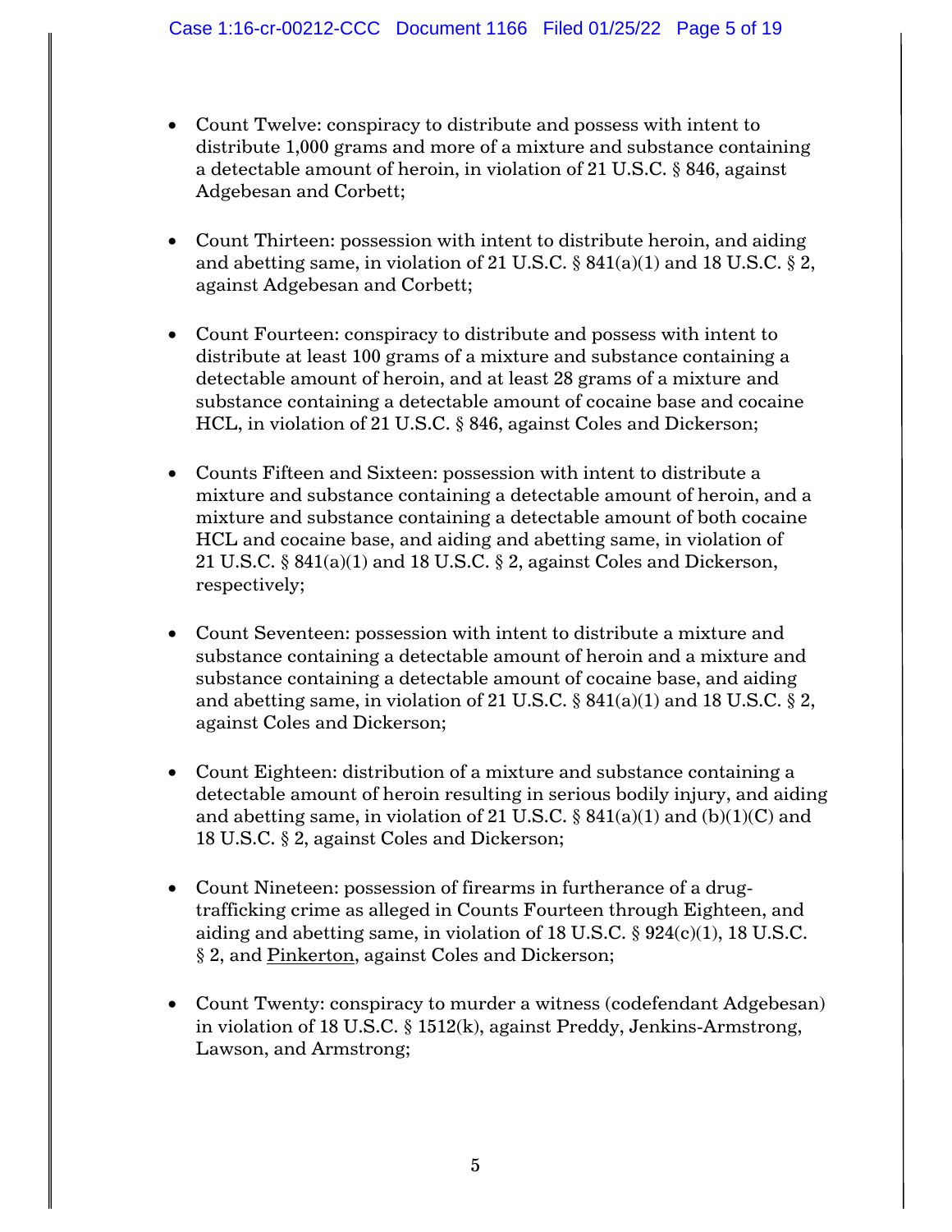- Count Twelve: conspiracy to distribute and possess with intent to distribute 1,000 grams and more of a mixture and substance containing a detectable amount of heroin, in violation of 21 U.S.C. § 846, against Adgebesan and Corbett;

- Count Thirteen: possession with intent to distribute heroin, and aiding and abetting same, in violation of 21 U.S.C. § 841(a)(1) and 18 U.S.C. § 2, against Adgebesan and Corbett;

- Count Fourteen: conspiracy to distribute and possess with intent to distribute at least 100 grams of a mixture and substance containing a detectable amount of heroin, and at least 28 grams of a mixture and substance containing a detectable amount of cocaine base and cocaine HCL, in violation of 21 U.S.C. § 846, against Coles and Dickerson;

- Counts Fifteen and Sixteen: possession with intent to distribute a mixture and substance containing a detectable amount of heroin, and a mixture and substance containing a detectable amount of both cocaine HCL and cocaine base, and aiding and abetting same, in violation of 21 U.S.C. § 841(a)(1) and 18 U.S.C. § 2, against Coles and Dickerson, respectively;

- Count Seventeen: possession with intent to distribute a mixture and substance containing a detectable amount of heroin and a mixture and substance containing a detectable amount of cocaine base, and aiding and abetting same, in violation of 21 U.S.C. § 841(a)(1) and 18 U.S.C. § 2, against Coles and Dickerson;

- Count Eighteen: distribution of a mixture and substance containing a detectable amount of heroin resulting in serious bodily injury, and aiding and abetting same, in violation of 21 U.S.C. § 841(a)(1) and (b)(1)(C) and 18 U.S.C. § 2, against Coles and Dickerson;

- Count Nineteen: possession of firearms in furtherance of a drug-trafficking crime as alleged in Counts Fourteen through Eighteen, and aiding and abetting same, in violation of 18 U.S.C. § 924(c)(1), 18 U.S.C. § 2, and Pinkerton, against Coles and Dickerson;

- Count Twenty: conspiracy to murder a witness (codefendant Adgebesan) in violation of 18 U.S.C. § 1512(k), against Preddy, Jenkins-Armstrong, Lawson, and Armstrong;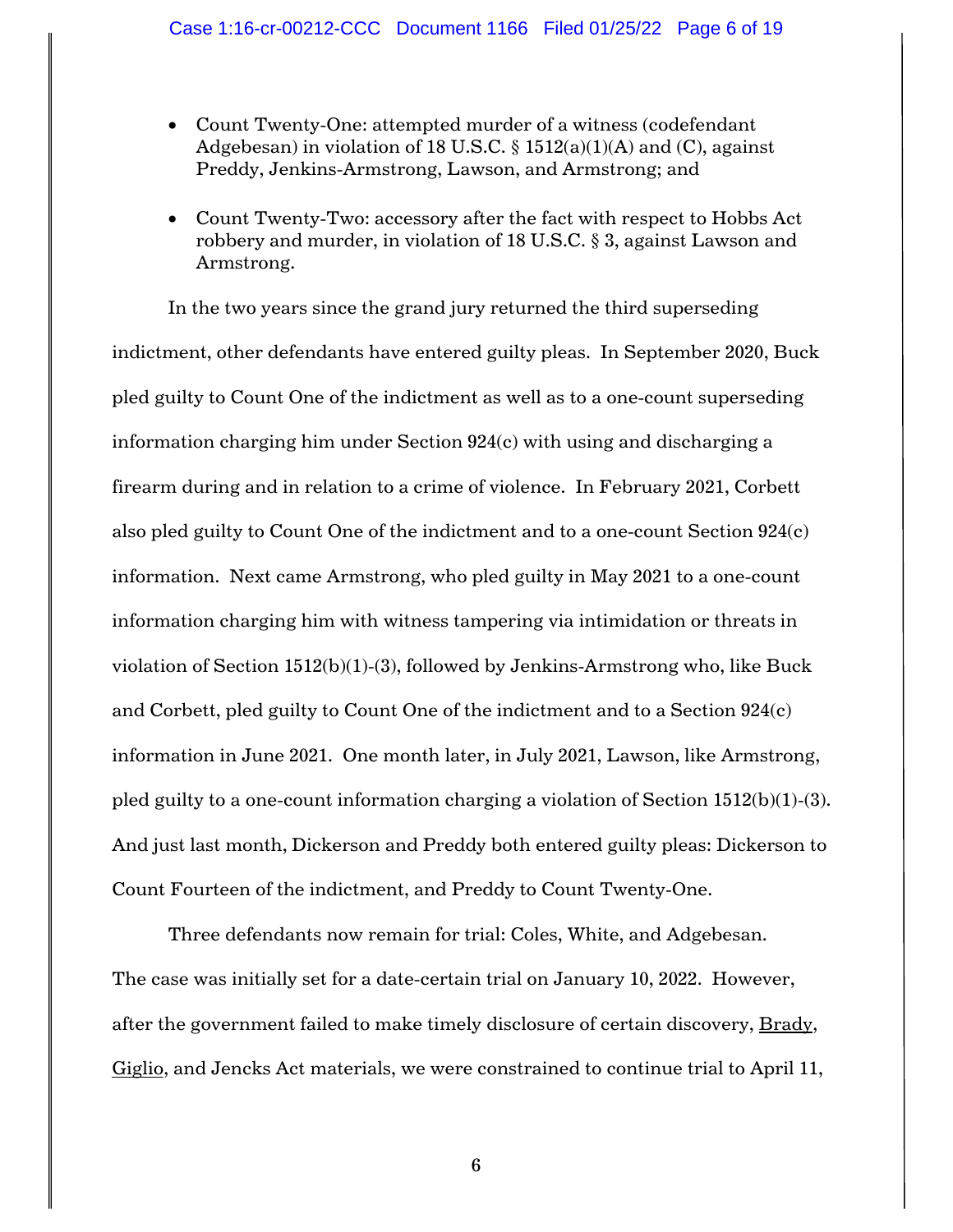- Count Twenty-One: attempted murder of a witness (codefendant Adgebesan) in violation of 18 U.S.C. § 1512(a)(1)(A) and (C), against Preddy, Jenkins-Armstrong, Lawson, and Armstrong; and
- Count Twenty-Two: accessory after the fact with respect to Hobbs Act robbery and murder, in violation of 18 U.S.C. § 3, against Lawson and Armstrong.

In the two years since the grand jury returned the third superseding indictment, other defendants have entered guilty pleas. In September 2020, Buck pled guilty to Count One of the indictment as well as to a one-count superseding information charging him under Section 924(c) with using and discharging a firearm during and in relation to a crime of violence. In February 2021, Corbett also pled guilty to Count One of the indictment and to a one-count Section 924(c) information. Next came Armstrong, who pled guilty in May 2021 to a one-count information charging him with witness tampering via intimidation or threats in violation of Section 1512(b)(1)-(3), followed by Jenkins-Armstrong who, like Buck and Corbett, pled guilty to Count One of the indictment and to a Section 924(c) information in June 2021. One month later, in July 2021, Lawson, like Armstrong, pled guilty to a one-count information charging a violation of Section 1512(b)(1)-(3). And just last month, Dickerson and Preddy both entered guilty pleas: Dickerson to Count Fourteen of the indictment, and Preddy to Count Twenty-One.

Three defendants now remain for trial: Coles, White, and Adgebesan. The case was initially set for a date-certain trial on January 10, 2022. However, after the government failed to make timely disclosure of certain discovery, Brady, Giglio, and Jencks Act materials, we were constrained to continue trial to April 11,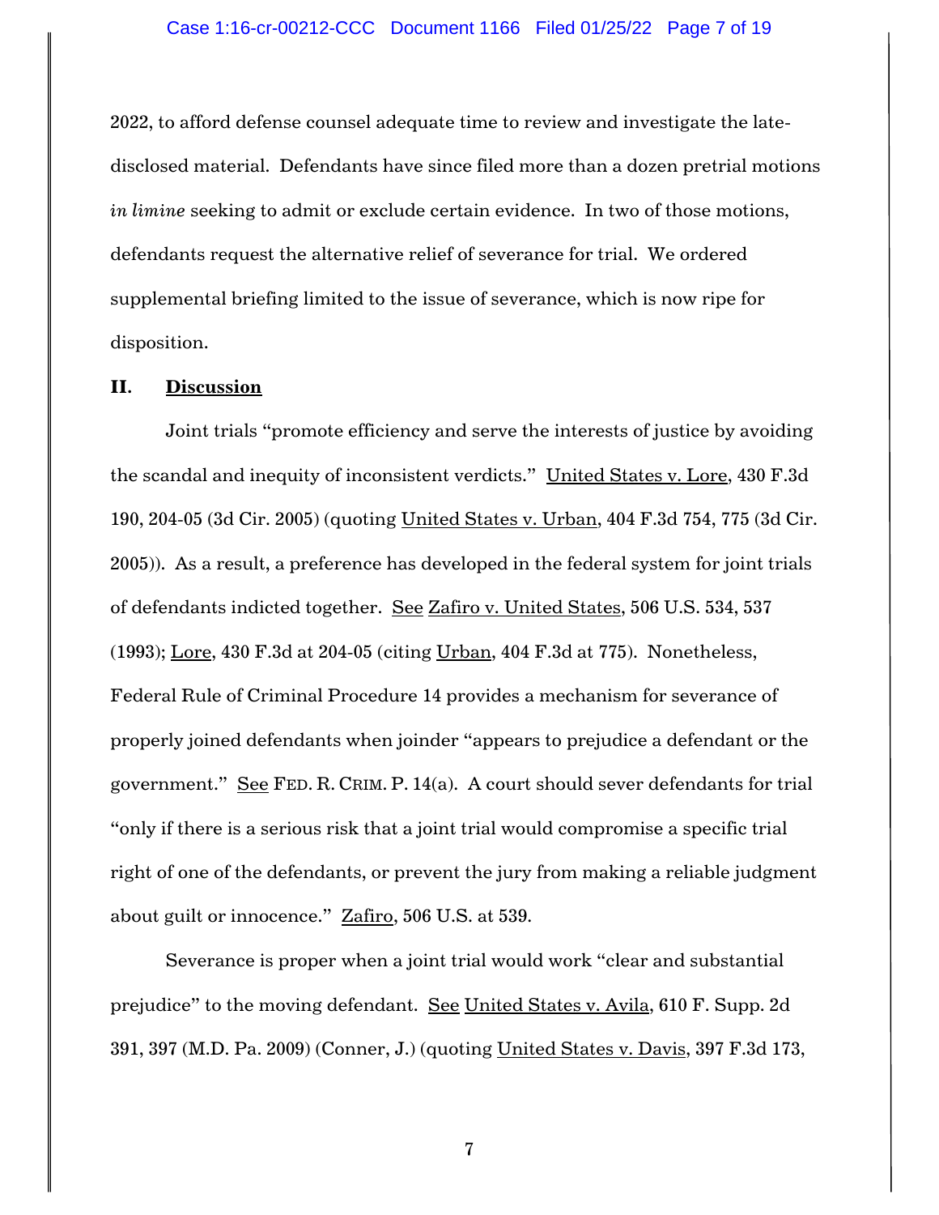2022, to afford defense counsel adequate time to review and investigate the late-disclosed material. Defendants have since filed more than a dozen pretrial motions *in limine* seeking to admit or exclude certain evidence. In two of those motions, defendants request the alternative relief of severance for trial. We ordered supplemental briefing limited to the issue of severance, which is now ripe for disposition.

## II. Discussion

Joint trials "promote efficiency and serve the interests of justice by avoiding the scandal and inequity of inconsistent verdicts." United States v. Lore, 430 F.3d 190, 204-05 (3d Cir. 2005) (quoting United States v. Urban, 404 F.3d 754, 775 (3d Cir. 2005)). As a result, a preference has developed in the federal system for joint trials of defendants indicted together. See Zafiro v. United States, 506 U.S. 534, 537 (1993); Lore, 430 F.3d at 204-05 (citing Urban, 404 F.3d at 775). Nonetheless, Federal Rule of Criminal Procedure 14 provides a mechanism for severance of properly joined defendants when joinder "appears to prejudice a defendant or the government." See FED. R. CRIM. P. 14(a). A court should sever defendants for trial "only if there is a serious risk that a joint trial would compromise a specific trial right of one of the defendants, or prevent the jury from making a reliable judgment about guilt or innocence." Zafiro, 506 U.S. at 539.

Severance is proper when a joint trial would work "clear and substantial prejudice" to the moving defendant. See United States v. Avila, 610 F. Supp. 2d 391, 397 (M.D. Pa. 2009) (Conner, J.) (quoting United States v. Davis, 397 F.3d 173,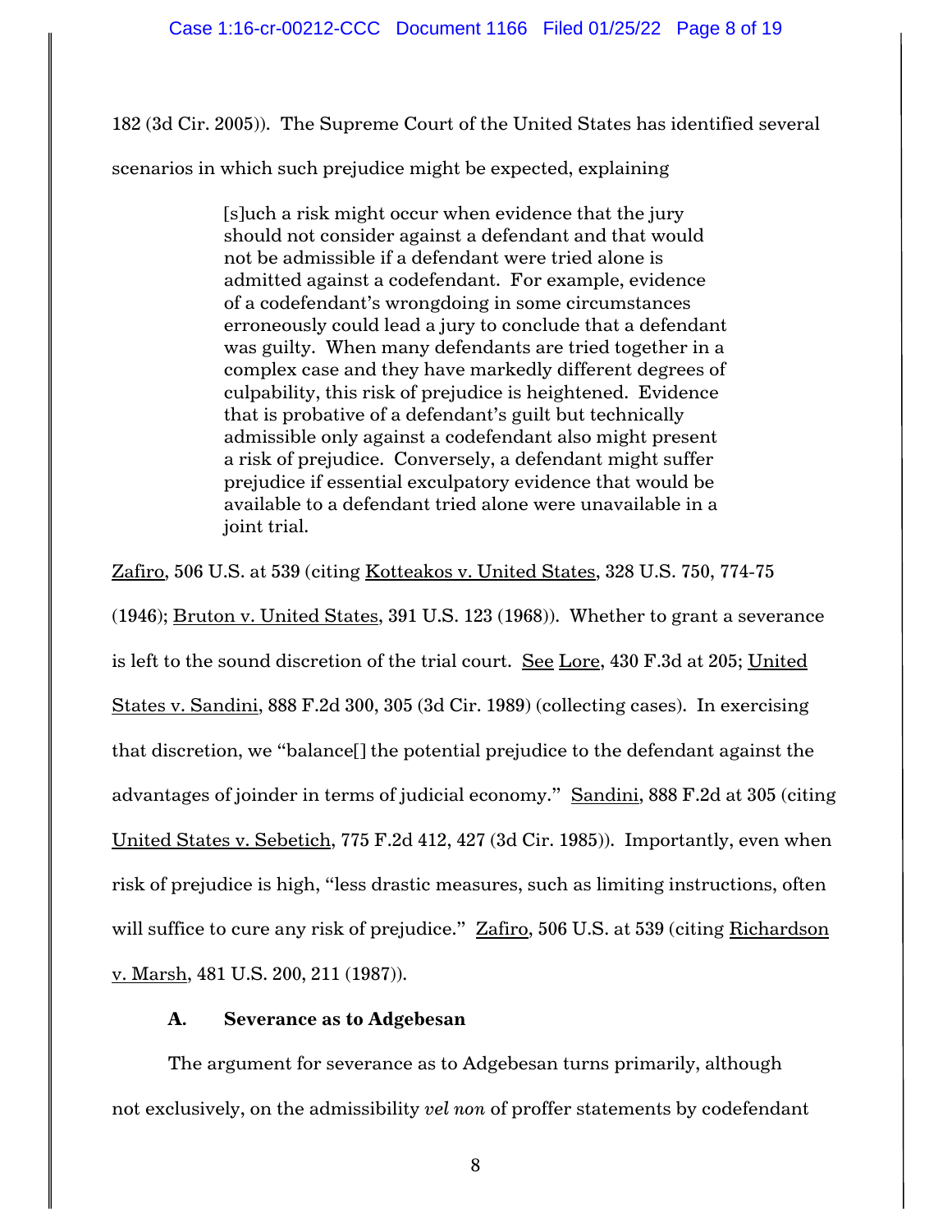182 (3d Cir. 2005)). The Supreme Court of the United States has identified several scenarios in which such prejudice might be expected, explaining

> [s]uch a risk might occur when evidence that the jury should not consider against a defendant and that would not be admissible if a defendant were tried alone is admitted against a codefendant. For example, evidence of a codefendant's wrongdoing in some circumstances erroneously could lead a jury to conclude that a defendant was guilty. When many defendants are tried together in a complex case and they have markedly different degrees of culpability, this risk of prejudice is heightened. Evidence that is probative of a defendant's guilt but technically admissible only against a codefendant also might present a risk of prejudice. Conversely, a defendant might suffer prejudice if essential exculpatory evidence that would be available to a defendant tried alone were unavailable in a joint trial.

Zafiro, 506 U.S. at 539 (citing Kotteakos v. United States, 328 U.S. 750, 774-75 (1946); Bruton v. United States, 391 U.S. 123 (1968)). Whether to grant a severance is left to the sound discretion of the trial court. See Lore, 430 F.3d at 205; United States v. Sandini, 888 F.2d 300, 305 (3d Cir. 1989) (collecting cases). In exercising that discretion, we "balance[] the potential prejudice to the defendant against the advantages of joinder in terms of judicial economy." Sandini, 888 F.2d at 305 (citing United States v. Sebetich, 775 F.2d 412, 427 (3d Cir. 1985)). Importantly, even when risk of prejudice is high, "less drastic measures, such as limiting instructions, often will suffice to cure any risk of prejudice." Zafiro, 506 U.S. at 539 (citing Richardson v. Marsh, 481 U.S. 200, 211 (1987)).

### A. Severance as to Adgebesan

The argument for severance as to Adgebesan turns primarily, although not exclusively, on the admissibility *vel non* of proffer statements by codefendant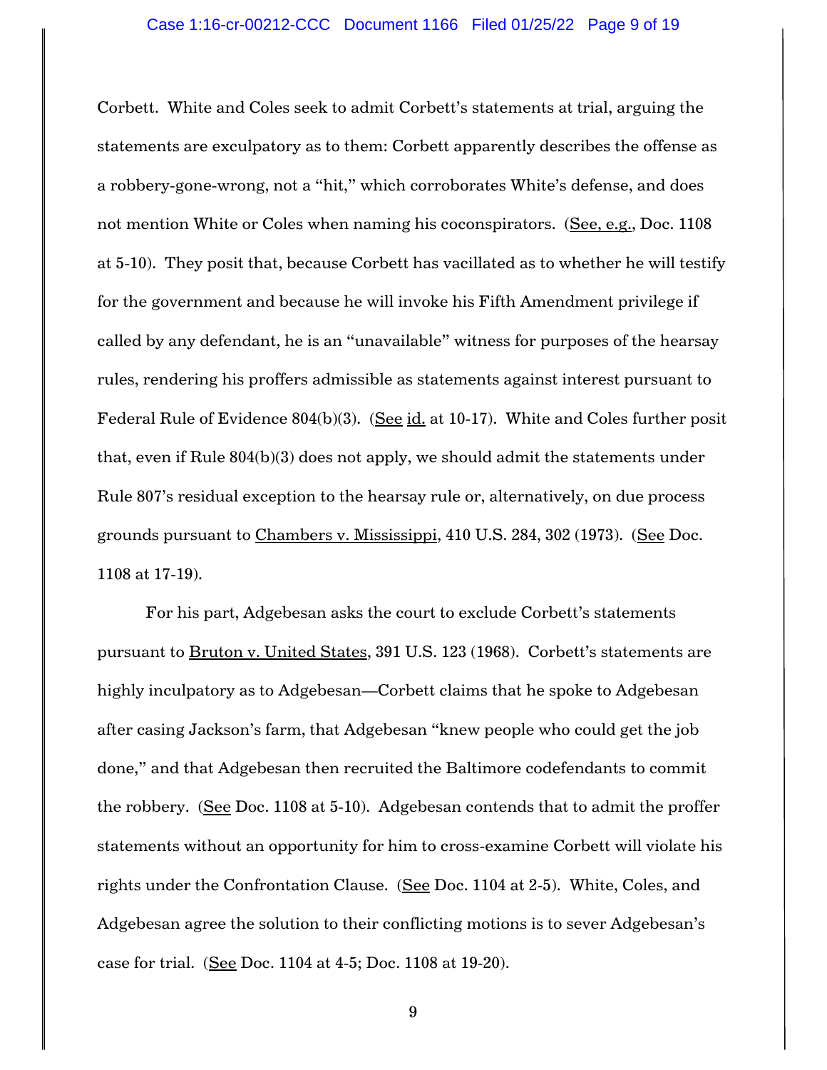Corbett. White and Coles seek to admit Corbett's statements at trial, arguing the statements are exculpatory as to them: Corbett apparently describes the offense as a robbery-gone-wrong, not a "hit," which corroborates White's defense, and does not mention White or Coles when naming his coconspirators. (See, e.g., Doc. 1108 at 5-10). They posit that, because Corbett has vacillated as to whether he will testify for the government and because he will invoke his Fifth Amendment privilege if called by any defendant, he is an "unavailable" witness for purposes of the hearsay rules, rendering his proffers admissible as statements against interest pursuant to Federal Rule of Evidence 804(b)(3). (See id. at 10-17). White and Coles further posit that, even if Rule 804(b)(3) does not apply, we should admit the statements under Rule 807's residual exception to the hearsay rule or, alternatively, on due process grounds pursuant to Chambers v. Mississippi, 410 U.S. 284, 302 (1973). (See Doc. 1108 at 17-19).

For his part, Adgebesan asks the court to exclude Corbett's statements pursuant to Bruton v. United States, 391 U.S. 123 (1968). Corbett's statements are highly inculpatory as to Adgebesan—Corbett claims that he spoke to Adgebesan after casing Jackson's farm, that Adgebesan "knew people who could get the job done," and that Adgebesan then recruited the Baltimore codefendants to commit the robbery. (See Doc. 1108 at 5-10). Adgebesan contends that to admit the proffer statements without an opportunity for him to cross-examine Corbett will violate his rights under the Confrontation Clause. (See Doc. 1104 at 2-5). White, Coles, and Adgebesan agree the solution to their conflicting motions is to sever Adgebesan's case for trial. (See Doc. 1104 at 4-5; Doc. 1108 at 19-20).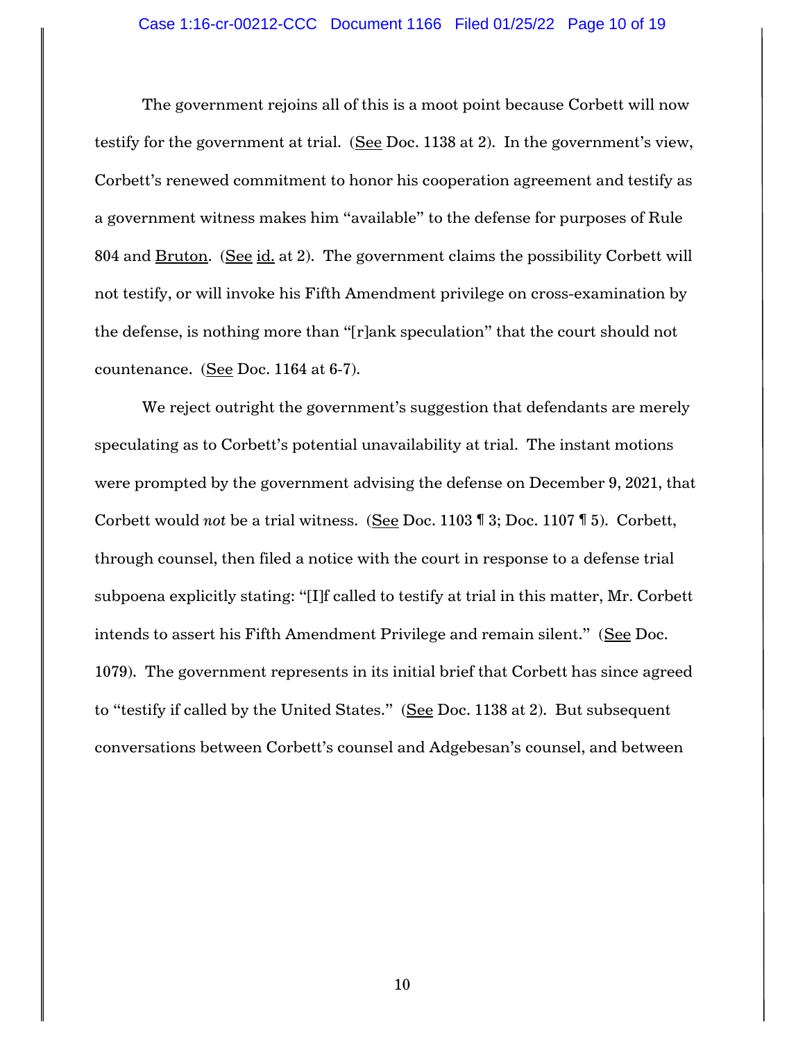The government rejoins all of this is a moot point because Corbett will now testify for the government at trial. (See Doc. 1138 at 2). In the government's view, Corbett's renewed commitment to honor his cooperation agreement and testify as a government witness makes him "available" to the defense for purposes of Rule 804 and Bruton. (See id. at 2). The government claims the possibility Corbett will not testify, or will invoke his Fifth Amendment privilege on cross-examination by the defense, is nothing more than "[r]ank speculation" that the court should not countenance. (See Doc. 1164 at 6-7).

We reject outright the government's suggestion that defendants are merely speculating as to Corbett's potential unavailability at trial. The instant motions were prompted by the government advising the defense on December 9, 2021, that Corbett would *not* be a trial witness. (See Doc. 1103 ¶ 3; Doc. 1107 ¶ 5). Corbett, through counsel, then filed a notice with the court in response to a defense trial subpoena explicitly stating: "[I]f called to testify at trial in this matter, Mr. Corbett intends to assert his Fifth Amendment Privilege and remain silent." (See Doc. 1079). The government represents in its initial brief that Corbett has since agreed to "testify if called by the United States." (See Doc. 1138 at 2). But subsequent conversations between Corbett's counsel and Adgebesan's counsel, and between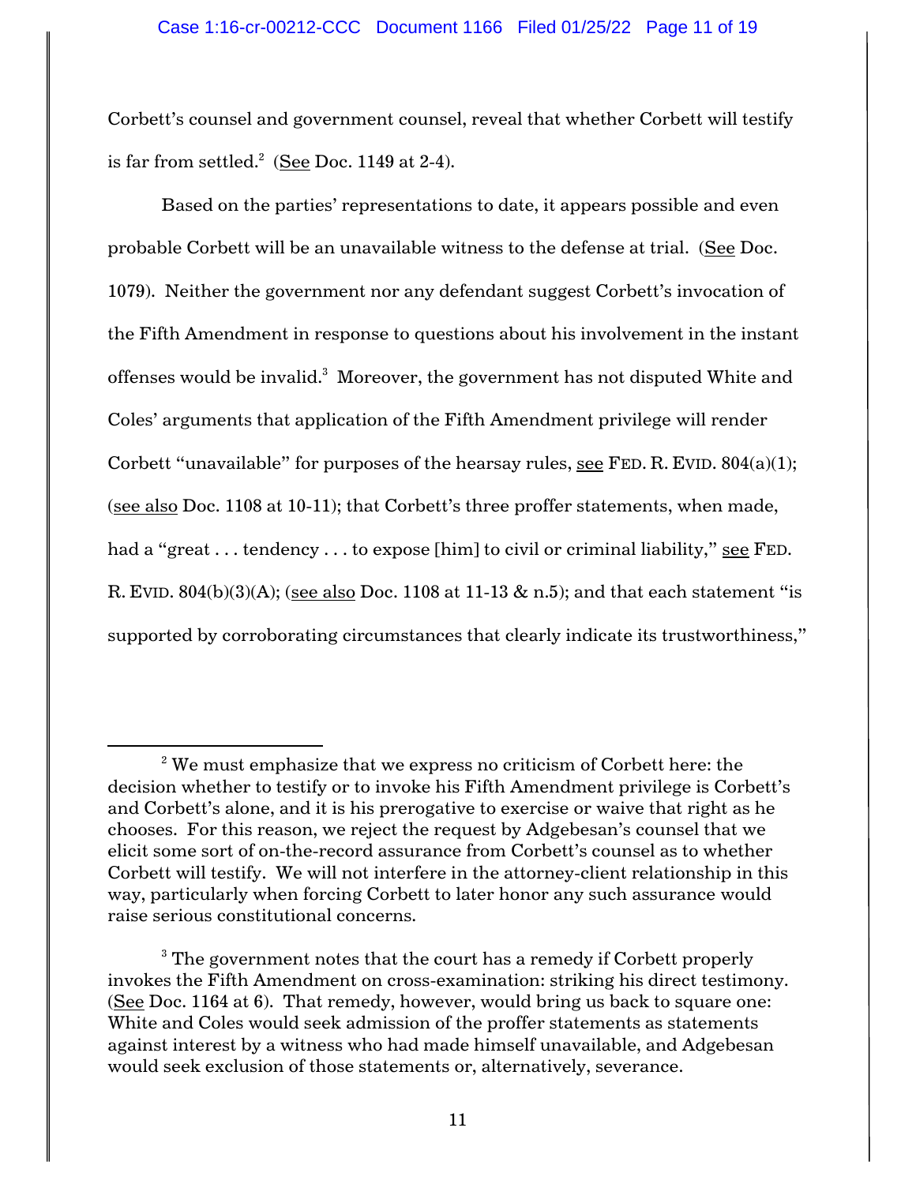Corbett's counsel and government counsel, reveal that whether Corbett will testify is far from settled.[2] (See Doc. 1149 at 2-4).

Based on the parties' representations to date, it appears possible and even probable Corbett will be an unavailable witness to the defense at trial. (See Doc. 1079). Neither the government nor any defendant suggest Corbett's invocation of the Fifth Amendment in response to questions about his involvement in the instant offenses would be invalid.[3] Moreover, the government has not disputed White and Coles' arguments that application of the Fifth Amendment privilege will render Corbett "unavailable" for purposes of the hearsay rules, see FED. R. EVID. 804(a)(1); (see also Doc. 1108 at 10-11); that Corbett's three proffer statements, when made, had a "great . . . tendency . . . to expose [him] to civil or criminal liability," see FED. R. EVID. 804(b)(3)(A); (see also Doc. 1108 at 11-13 & n.5); and that each statement "is supported by corroborating circumstances that clearly indicate its trustworthiness,"

---

[2] We must emphasize that we express no criticism of Corbett here: the decision whether to testify or to invoke his Fifth Amendment privilege is Corbett's and Corbett's alone, and it is his prerogative to exercise or waive that right as he chooses. For this reason, we reject the request by Adgebesan's counsel that we elicit some sort of on-the-record assurance from Corbett's counsel as to whether Corbett will testify. We will not interfere in the attorney-client relationship in this way, particularly when forcing Corbett to later honor any such assurance would raise serious constitutional concerns.

[3] The government notes that the court has a remedy if Corbett properly invokes the Fifth Amendment on cross-examination: striking his direct testimony. (See Doc. 1164 at 6). That remedy, however, would bring us back to square one: White and Coles would seek admission of the proffer statements as statements against interest by a witness who had made himself unavailable, and Adgebesan would seek exclusion of those statements or, alternatively, severance.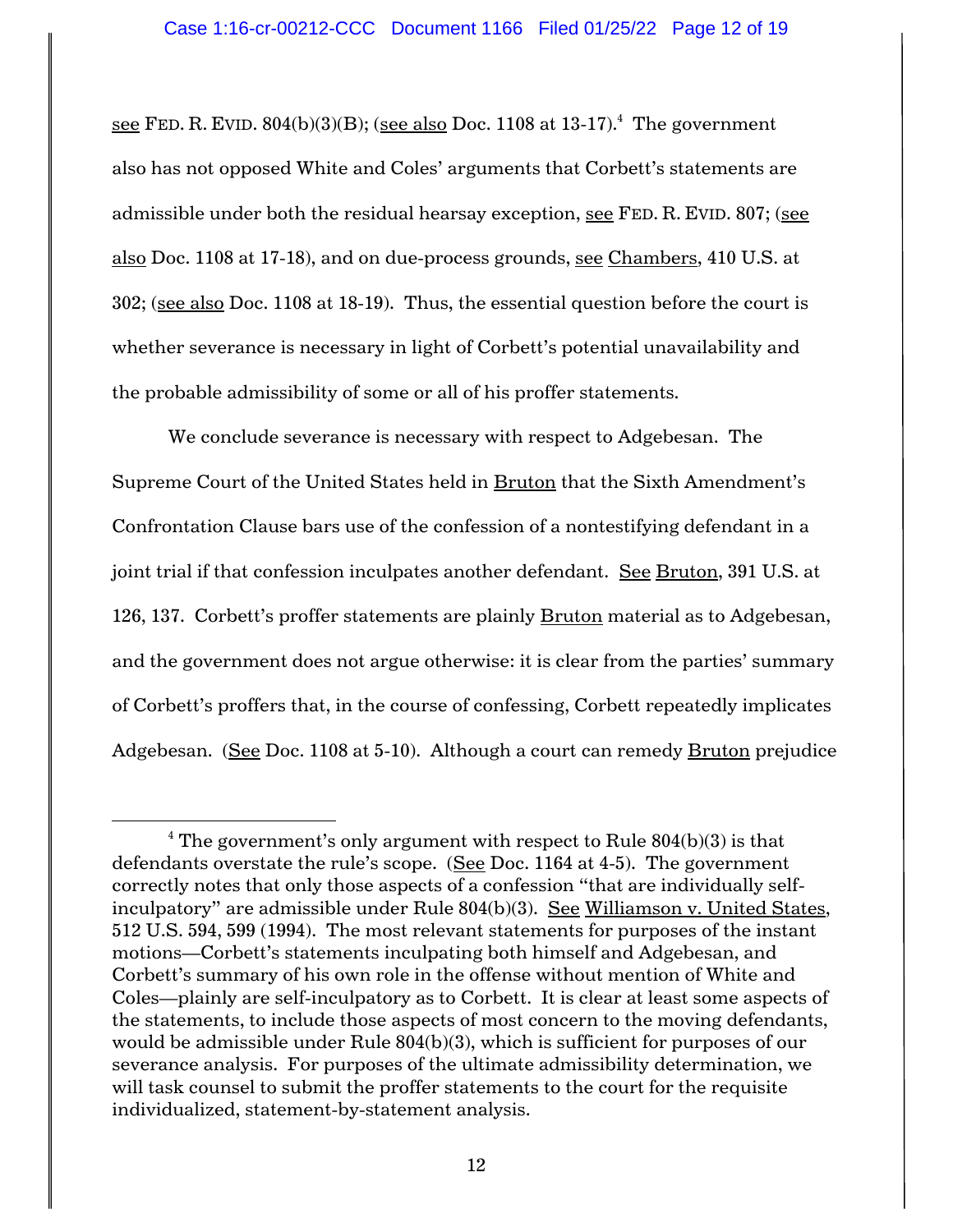see FED. R. EVID. 804(b)(3)(B); (see also Doc. 1108 at 13-17).[4] The government also has not opposed White and Coles' arguments that Corbett's statements are admissible under both the residual hearsay exception, see FED. R. EVID. 807; (see also Doc. 1108 at 17-18), and on due-process grounds, see Chambers, 410 U.S. at 302; (see also Doc. 1108 at 18-19). Thus, the essential question before the court is whether severance is necessary in light of Corbett's potential unavailability and the probable admissibility of some or all of his proffer statements.

We conclude severance is necessary with respect to Adgebesan. The Supreme Court of the United States held in Bruton that the Sixth Amendment's Confrontation Clause bars use of the confession of a nontestifying defendant in a joint trial if that confession inculpates another defendant. See Bruton, 391 U.S. at 126, 137. Corbett's proffer statements are plainly Bruton material as to Adgebesan, and the government does not argue otherwise: it is clear from the parties' summary of Corbett's proffers that, in the course of confessing, Corbett repeatedly implicates Adgebesan. (See Doc. 1108 at 5-10). Although a court can remedy Bruton prejudice

[4] The government's only argument with respect to Rule 804(b)(3) is that defendants overstate the rule's scope. (See Doc. 1164 at 4-5). The government correctly notes that only those aspects of a confession "that are individually self-inculpatory" are admissible under Rule 804(b)(3). See Williamson v. United States, 512 U.S. 594, 599 (1994). The most relevant statements for purposes of the instant motions—Corbett's statements inculpating both himself and Adgebesan, and Corbett's summary of his own role in the offense without mention of White and Coles—plainly are self-inculpatory as to Corbett. It is clear at least some aspects of the statements, to include those aspects of most concern to the moving defendants, would be admissible under Rule 804(b)(3), which is sufficient for purposes of our severance analysis. For purposes of the ultimate admissibility determination, we will task counsel to submit the proffer statements to the court for the requisite individualized, statement-by-statement analysis.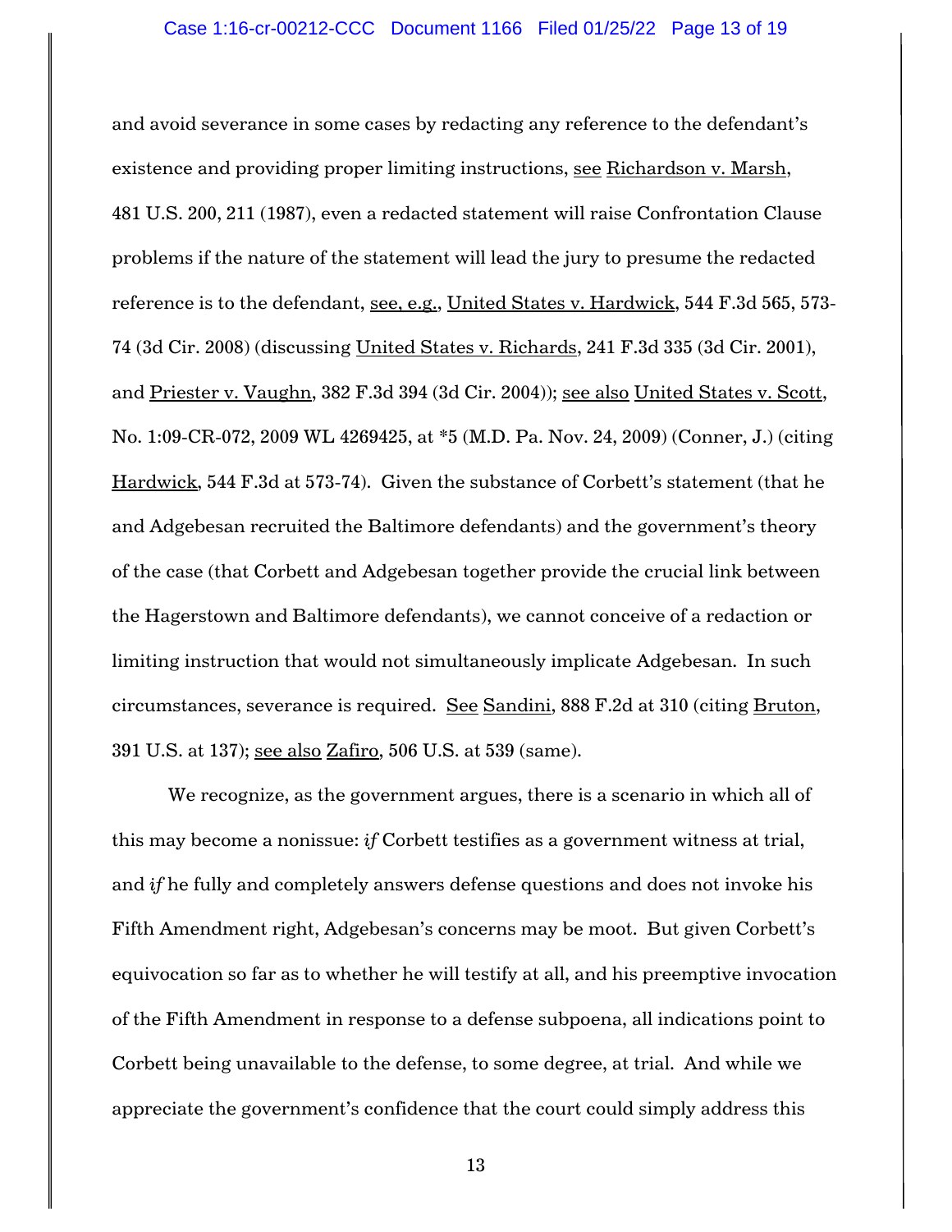and avoid severance in some cases by redacting any reference to the defendant's existence and providing proper limiting instructions, see Richardson v. Marsh, 481 U.S. 200, 211 (1987), even a redacted statement will raise Confrontation Clause problems if the nature of the statement will lead the jury to presume the redacted reference is to the defendant, see, e.g., United States v. Hardwick, 544 F.3d 565, 573-74 (3d Cir. 2008) (discussing United States v. Richards, 241 F.3d 335 (3d Cir. 2001), and Priester v. Vaughn, 382 F.3d 394 (3d Cir. 2004)); see also United States v. Scott, No. 1:09-CR-072, 2009 WL 4269425, at *5 (M.D. Pa. Nov. 24, 2009) (Conner, J.) (citing Hardwick, 544 F.3d at 573-74). Given the substance of Corbett's statement (that he and Adgebesan recruited the Baltimore defendants) and the government's theory of the case (that Corbett and Adgebesan together provide the crucial link between the Hagerstown and Baltimore defendants), we cannot conceive of a redaction or limiting instruction that would not simultaneously implicate Adgebesan. In such circumstances, severance is required. See Sandini, 888 F.2d at 310 (citing Bruton, 391 U.S. at 137); see also Zafiro, 506 U.S. at 539 (same).

We recognize, as the government argues, there is a scenario in which all of this may become a nonissue: *if* Corbett testifies as a government witness at trial, and *if* he fully and completely answers defense questions and does not invoke his Fifth Amendment right, Adgebesan's concerns may be moot. But given Corbett's equivocation so far as to whether he will testify at all, and his preemptive invocation of the Fifth Amendment in response to a defense subpoena, all indications point to Corbett being unavailable to the defense, to some degree, at trial. And while we appreciate the government's confidence that the court could simply address this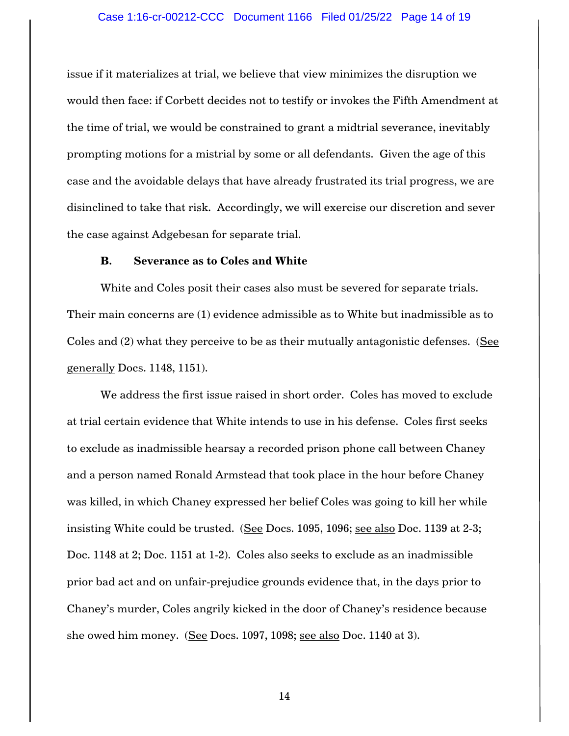issue if it materializes at trial, we believe that view minimizes the disruption we would then face: if Corbett decides not to testify or invokes the Fifth Amendment at the time of trial, we would be constrained to grant a midtrial severance, inevitably prompting motions for a mistrial by some or all defendants. Given the age of this case and the avoidable delays that have already frustrated its trial progress, we are disinclined to take that risk. Accordingly, we will exercise our discretion and sever the case against Adgebesan for separate trial.

**B. Severance as to Coles and White**

White and Coles posit their cases also must be severed for separate trials. Their main concerns are (1) evidence admissible as to White but inadmissible as to Coles and (2) what they perceive to be as their mutually antagonistic defenses. (See generally Docs. 1148, 1151).

We address the first issue raised in short order. Coles has moved to exclude at trial certain evidence that White intends to use in his defense. Coles first seeks to exclude as inadmissible hearsay a recorded prison phone call between Chaney and a person named Ronald Armstead that took place in the hour before Chaney was killed, in which Chaney expressed her belief Coles was going to kill her while insisting White could be trusted. (See Docs. 1095, 1096; see also Doc. 1139 at 2-3; Doc. 1148 at 2; Doc. 1151 at 1-2). Coles also seeks to exclude as an inadmissible prior bad act and on unfair-prejudice grounds evidence that, in the days prior to Chaney's murder, Coles angrily kicked in the door of Chaney's residence because she owed him money. (See Docs. 1097, 1098; see also Doc. 1140 at 3).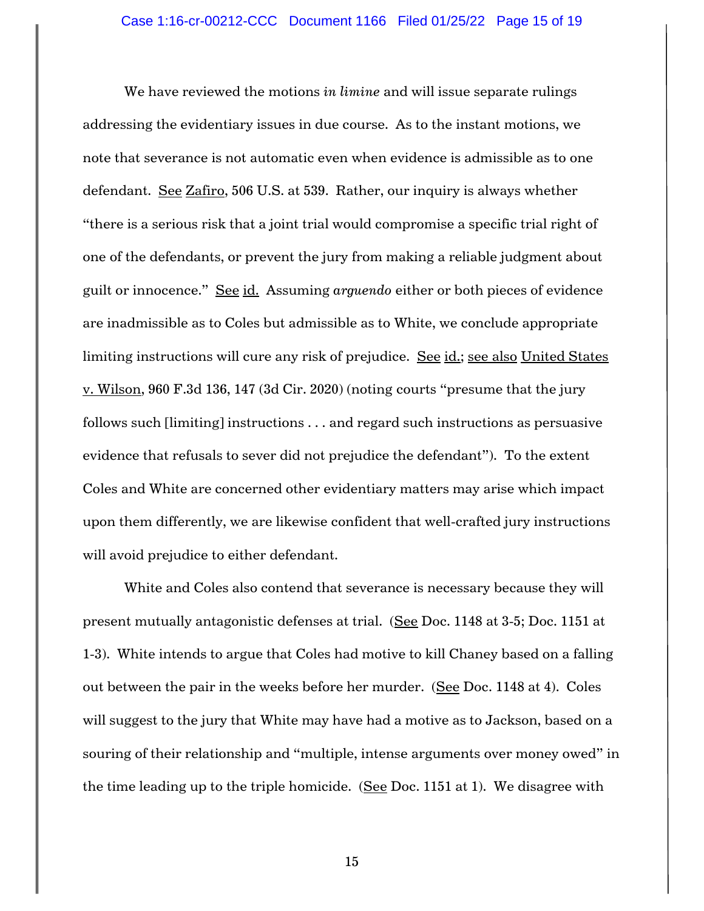We have reviewed the motions *in limine* and will issue separate rulings addressing the evidentiary issues in due course. As to the instant motions, we note that severance is not automatic even when evidence is admissible as to one defendant. See Zafiro, 506 U.S. at 539. Rather, our inquiry is always whether "there is a serious risk that a joint trial would compromise a specific trial right of one of the defendants, or prevent the jury from making a reliable judgment about guilt or innocence." See id. Assuming *arguendo* either or both pieces of evidence are inadmissible as to Coles but admissible as to White, we conclude appropriate limiting instructions will cure any risk of prejudice. See id.; see also United States v. Wilson, 960 F.3d 136, 147 (3d Cir. 2020) (noting courts "presume that the jury follows such [limiting] instructions . . . and regard such instructions as persuasive evidence that refusals to sever did not prejudice the defendant"). To the extent Coles and White are concerned other evidentiary matters may arise which impact upon them differently, we are likewise confident that well-crafted jury instructions will avoid prejudice to either defendant.

White and Coles also contend that severance is necessary because they will present mutually antagonistic defenses at trial. (See Doc. 1148 at 3-5; Doc. 1151 at 1-3). White intends to argue that Coles had motive to kill Chaney based on a falling out between the pair in the weeks before her murder. (See Doc. 1148 at 4). Coles will suggest to the jury that White may have had a motive as to Jackson, based on a souring of their relationship and "multiple, intense arguments over money owed" in the time leading up to the triple homicide. (See Doc. 1151 at 1). We disagree with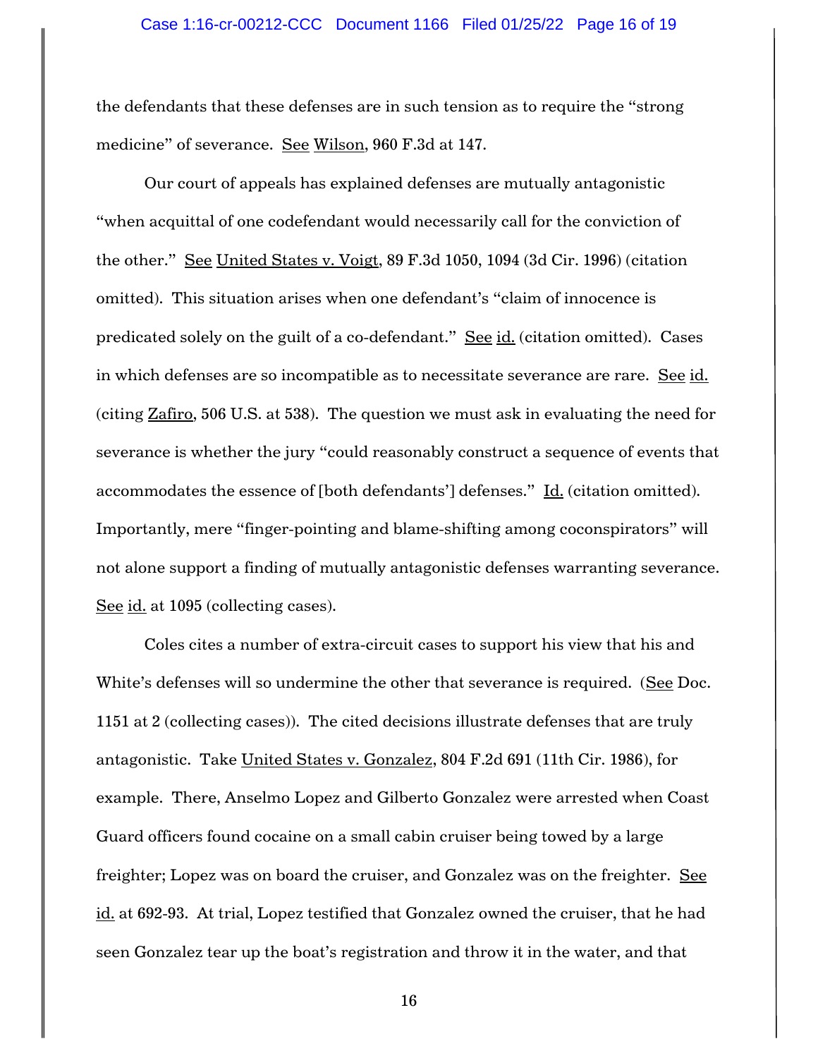the defendants that these defenses are in such tension as to require the "strong medicine" of severance. See Wilson, 960 F.3d at 147.

Our court of appeals has explained defenses are mutually antagonistic "when acquittal of one codefendant would necessarily call for the conviction of the other." See United States v. Voigt, 89 F.3d 1050, 1094 (3d Cir. 1996) (citation omitted). This situation arises when one defendant's "claim of innocence is predicated solely on the guilt of a co-defendant." See id. (citation omitted). Cases in which defenses are so incompatible as to necessitate severance are rare. See id. (citing Zafiro, 506 U.S. at 538). The question we must ask in evaluating the need for severance is whether the jury "could reasonably construct a sequence of events that accommodates the essence of [both defendants'] defenses." Id. (citation omitted). Importantly, mere "finger-pointing and blame-shifting among coconspirators" will not alone support a finding of mutually antagonistic defenses warranting severance. See id. at 1095 (collecting cases).

Coles cites a number of extra-circuit cases to support his view that his and White's defenses will so undermine the other that severance is required. (See Doc. 1151 at 2 (collecting cases)). The cited decisions illustrate defenses that are truly antagonistic. Take United States v. Gonzalez, 804 F.2d 691 (11th Cir. 1986), for example. There, Anselmo Lopez and Gilberto Gonzalez were arrested when Coast Guard officers found cocaine on a small cabin cruiser being towed by a large freighter; Lopez was on board the cruiser, and Gonzalez was on the freighter. See id. at 692-93. At trial, Lopez testified that Gonzalez owned the cruiser, that he had seen Gonzalez tear up the boat's registration and throw it in the water, and that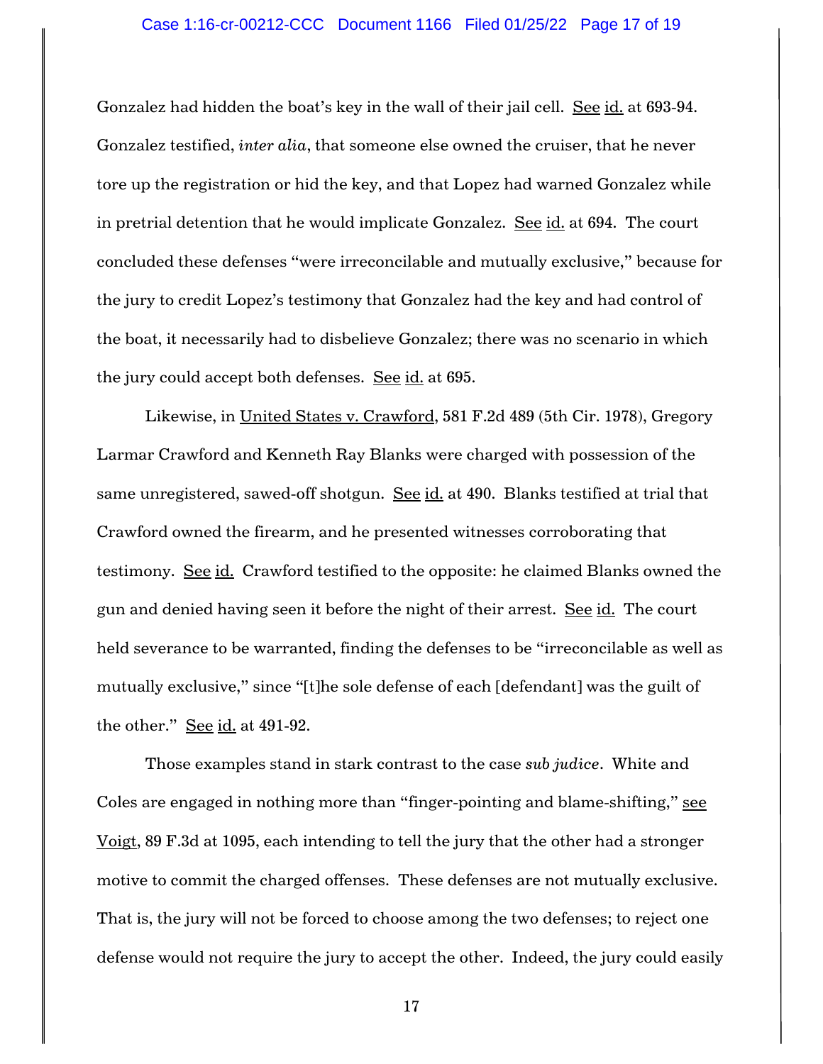Gonzalez had hidden the boat's key in the wall of their jail cell. See id. at 693-94. Gonzalez testified, *inter alia*, that someone else owned the cruiser, that he never tore up the registration or hid the key, and that Lopez had warned Gonzalez while in pretrial detention that he would implicate Gonzalez. See id. at 694. The court concluded these defenses "were irreconcilable and mutually exclusive," because for the jury to credit Lopez's testimony that Gonzalez had the key and had control of the boat, it necessarily had to disbelieve Gonzalez; there was no scenario in which the jury could accept both defenses. See id. at 695.

Likewise, in United States v. Crawford, 581 F.2d 489 (5th Cir. 1978), Gregory Larmar Crawford and Kenneth Ray Blanks were charged with possession of the same unregistered, sawed-off shotgun. See id. at 490. Blanks testified at trial that Crawford owned the firearm, and he presented witnesses corroborating that testimony. See id. Crawford testified to the opposite: he claimed Blanks owned the gun and denied having seen it before the night of their arrest. See id. The court held severance to be warranted, finding the defenses to be "irreconcilable as well as mutually exclusive," since "[t]he sole defense of each [defendant] was the guilt of the other." See id. at 491-92.

Those examples stand in stark contrast to the case *sub judice*. White and Coles are engaged in nothing more than "finger-pointing and blame-shifting," see Voigt, 89 F.3d at 1095, each intending to tell the jury that the other had a stronger motive to commit the charged offenses. These defenses are not mutually exclusive. That is, the jury will not be forced to choose among the two defenses; to reject one defense would not require the jury to accept the other. Indeed, the jury could easily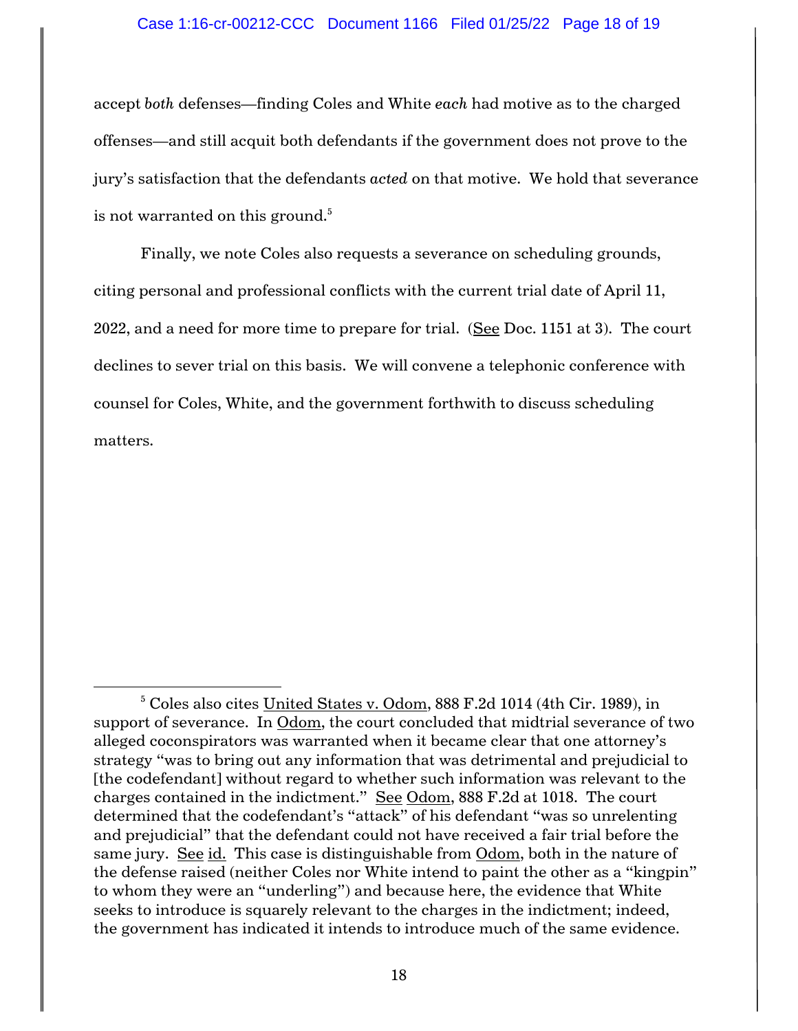accept *both* defenses—finding Coles and White *each* had motive as to the charged offenses—and still acquit both defendants if the government does not prove to the jury's satisfaction that the defendants *acted* on that motive. We hold that severance is not warranted on this ground.[5]

Finally, we note Coles also requests a severance on scheduling grounds, citing personal and professional conflicts with the current trial date of April 11, 2022, and a need for more time to prepare for trial. (See Doc. 1151 at 3). The court declines to sever trial on this basis. We will convene a telephonic conference with counsel for Coles, White, and the government forthwith to discuss scheduling matters.

---

[5] Coles also cites United States v. Odom, 888 F.2d 1014 (4th Cir. 1989), in support of severance. In Odom, the court concluded that midtrial severance of two alleged coconspirators was warranted when it became clear that one attorney's strategy "was to bring out any information that was detrimental and prejudicial to [the codefendant] without regard to whether such information was relevant to the charges contained in the indictment." See Odom, 888 F.2d at 1018. The court determined that the codefendant's "attack" of his defendant "was so unrelenting and prejudicial" that the defendant could not have received a fair trial before the same jury. See id. This case is distinguishable from Odom, both in the nature of the defense raised (neither Coles nor White intend to paint the other as a "kingpin" to whom they were an "underling") and because here, the evidence that White seeks to introduce is squarely relevant to the charges in the indictment; indeed, the government has indicated it intends to introduce much of the same evidence.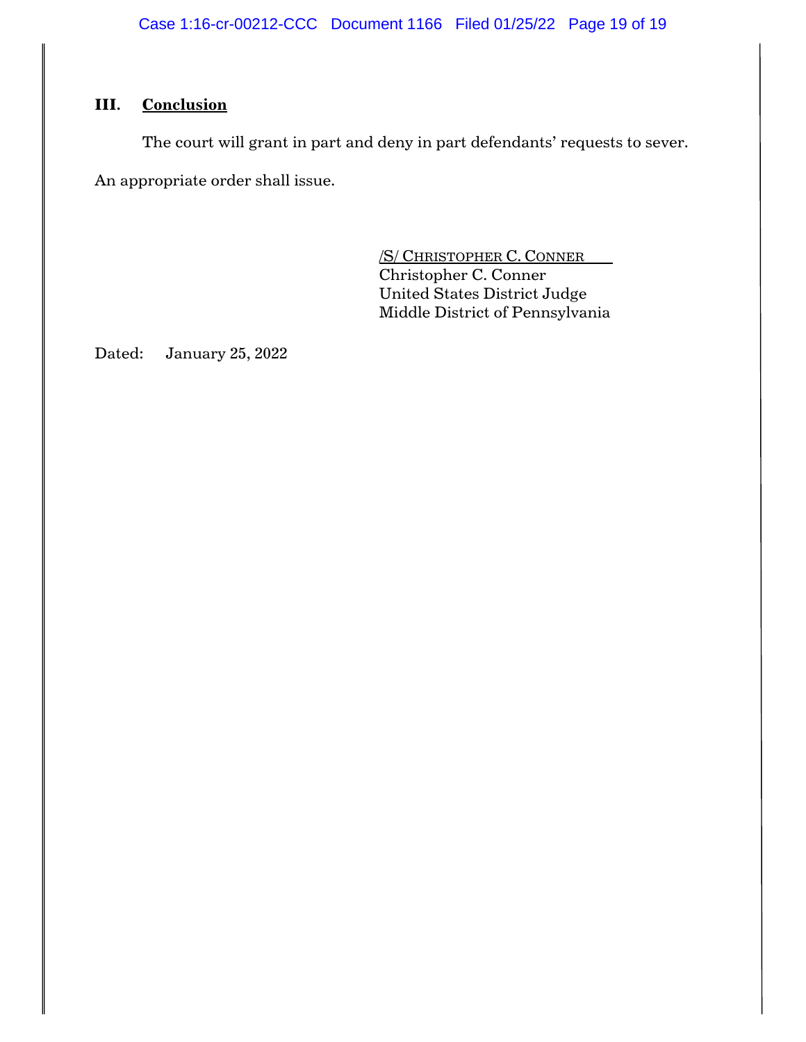## III. Conclusion

The court will grant in part and deny in part defendants' requests to sever. An appropriate order shall issue.

/S/ CHRISTOPHER C. CONNER
Christopher C. Conner
United States District Judge
Middle District of Pennsylvania

Dated: January 25, 2022